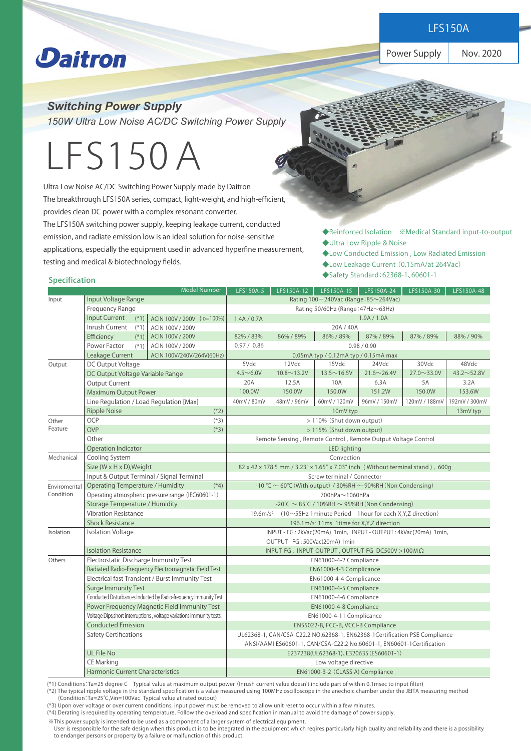LFS150A

Power Supply | Nov. 2020

Daitron

## Switching Power Supply

*150W Ultra Low Noise AC/DC Switching Power Supply*

# LFS150A

Ultra Low Noise AC/DC Switching Power Supply made by Daitron
The breakthrough LFS150A series, compact, light-weight, and high-efficient, provides clean DC power with a complex resonant converter.
The LFS150A switching power supply, keeping leakage current, conducted emission, and radiate emission low is an ideal solution for noise-sensitive applications, especially the equipment used in advanced hyperfine measurement, testing and medical & biotechnology fields.

- ◆Reinforced Isolation ※Medical Standard input-to-output
- ◆Ultra Low Ripple & Noise
- ◆Low Conducted Emission , Low Radiated Emission
- ◆Low Leakage Current（0.15mA/at 264Vac）
- ◆Safety Standard：62368-1、60601-1

## Specification

| | | | Model Number | LFS150A-5 | LFS150A-12 | LFS150A-15 | LFS150A-24 | LFS150A-30 | LFS150A-48 |
|---|---|---|---|---|---|---|---|---|---|
| Input | Input Voltage Range | | | Rating 100－240Vac (Range：85～264Vac) | | | | | |
| | Frequency Range | | | Rating 50/60Hz (Range：47Hz～63Hz) | | | | | |
| | Input Current | (*1) | ACIN 100V / 200V（Io=100%) | 1.4A / 0.7A | 1.9A / 1.0A | | | | |
| | Inrush Current | (*1) | ACIN 100V / 200V | 20A / 40A | | | | | |
| | Efficiency | (*1) | ACIN 100V / 200V | 82% / 83% | 86% / 89% | 86% / 89% | 87% / 89% | 87% / 89% | 88% / 90% |
| | Power Factor | (*1) | ACIN 100V / 200V | 0.97 / 0.86 | 0.98 / 0.90 | | | | |
| | Leakage Current | | ACIN 100V/240V/264V(60Hz) | 0.05mA typ / 0.12mA typ / 0.15mA max | | | | | |
| Output | DC Output Voltage | | | 5Vdc | 12Vdc | 15Vdc | 24Vdc | 30Vdc | 48Vdc |
| | DC Output Voltage Variable Range | | | 4.5～6.0V | 10.8～13.2V | 13.5～16.5V | 21.6～26.4V | 27.0～33.0V | 43.2～52.8V |
| | Output Current | | | 20A | 12.5A | 10A | 6.3A | 5A | 3.2A |
| | Maximum Output Power | | | 100.0W | 150.0W | 150.0W | 151.2W | 150.0W | 153.6W |
| | Line Regulation / Load Regulation [Max] | | | 40mV / 80mV | 48mV / 96mV | 60mV / 120mV | 96mV / 150mV | 120mV / 188mV | 192mV / 300mV |
| | Ripple Noise | | (*2) | 10mV typ | | | | | 13mV typ |
| Other Feature | OCP | | (*3) | ＞110%（Shut down output） | | | | | |
| | OVP | | (*3) | ＞115%（Shut down output） | | | | | |
| | Other | | | Remote Sensing , Remote Control , Remote Output Voltage Control | | | | | |
| | Operation Indicator | | | LED lighting | | | | | |
| Mechanical | Cooling System | | | Convection | | | | | |
| | Size (W x H x D),Weight | | | 82 x 42 x 178.5 mm / 3.23" x 1.65" x 7.03" inch（Without terminal stand）, 600g | | | | | |
| | Input & Output Terminal / Signal Terminal | | | Screw terminal / Connector | | | | | |
| Enviromental Condition | Operating Temperature / Humidity | | (*4) | -10 ℃ ～ 60℃ (With output) / 30%RH ～ 90%RH (Non Condensing) | | | | | |
| | Operating atmospheric pressure range（IEC60601-1) | | | 700hPa～1060hPa | | | | | |
| | Storage Temperature / Humidity | | | -20℃ ～ 85℃ / 10%RH ～ 95%RH (Non Condensing) | | | | | |
| | Vibration Resistance | | | 19.6m/s² （10～55Hz 1minute Period 1hour for each X,Y,Z direction） | | | | | |
| | Shock Resistance | | | 196.1m/s² 11ms 1time for X,Y,Z direction | | | | | |
| Isolation | Isolation Voltage | | | INPUT - FG : 2kVac(20mA) 1min, INPUT - OUTPUT : 4kVac(20mA) 1min, OUTPUT - FG : 500Vac(20mA) 1min | | | | | |
| | Isolation Resistance | | | INPUT-FG , INPUT-OUTPUT , OUTPUT-FG DC500V >100MΩ | | | | | |
| Others | Electrostatic Discharge Immunity Test | | | EN61000-4-2 Compliance | | | | | |
| | Radiated Radio-Frequency Electromagnetic Field Test | | | EN61000-4-3 Complicance | | | | | |
| | Electrical fast Transient / Burst Immunity Test | | | EN61000-4-4 Complicance | | | | | |
| | Surge Immunity Test | | | EN61000-4-5 Compliance | | | | | |
| | Conducted Disturbances Inducted by Radio-frequency Immunity Test | | | EN61000-4-6 Compliance | | | | | |
| | Power Frequency Magnetic Field Immunity Test | | | EN61000-4-8 Compliance | | | | | |
| | Voltage Dips,short interruptions , voltage variations immunity tests. | | | EN61000-4-11 Complicance | | | | | |
| | Conducted Emission | | | EN55022-B, FCC-B, VCCI-B Compliance | | | | | |
| | Safety Certifications | | | UL62368-1, CAN/CSA-C22.2 NO.62368-1, EN62368-1Certification PSE Compliance<br>ANSI/AAMI ES60601-1, CAN/CSA-C22.2 No.60601-1, EN60601-1Certification | | | | | |
| | UL File No | | | E237238(UL62368-1)、E320635 (ES60601-1) | | | | | |
| | CE Marking | | | Low voltage directive | | | | | |
| | Harmonic Current Characteristics | | | EN61000-3-2（CLASS A) Compliance | | | | | |

(*1) Conditions：Ta=25 degree C Typical value at maximum output power（Inrush current value doesn't include part of within 0.1msec to input filter)
(*2) The typical ripple voltage in the standard specification is a value measured using 100MHz oscilloscope in the anechoic chamber under the JEITA measuring method (Condition：Ta=25℃,Vin=100Vac Typical value at rated output)
(*3) Upon over voltage or over current conditions, input power must be removed to allow unit reset to occur within a few minutes.
(*4) Derating is required by operating temperature. Follow the overload and specification in manual to avoid the damage of power supply.

※This power supply is intended to be used as a component of a larger system of electrical equipment.
User is responsible for the safe design when this product is to be integrated in the equipment which reqires particularly high quality and reliability and there is a possibility to endanger persons or property by a failure or malfunction of this product.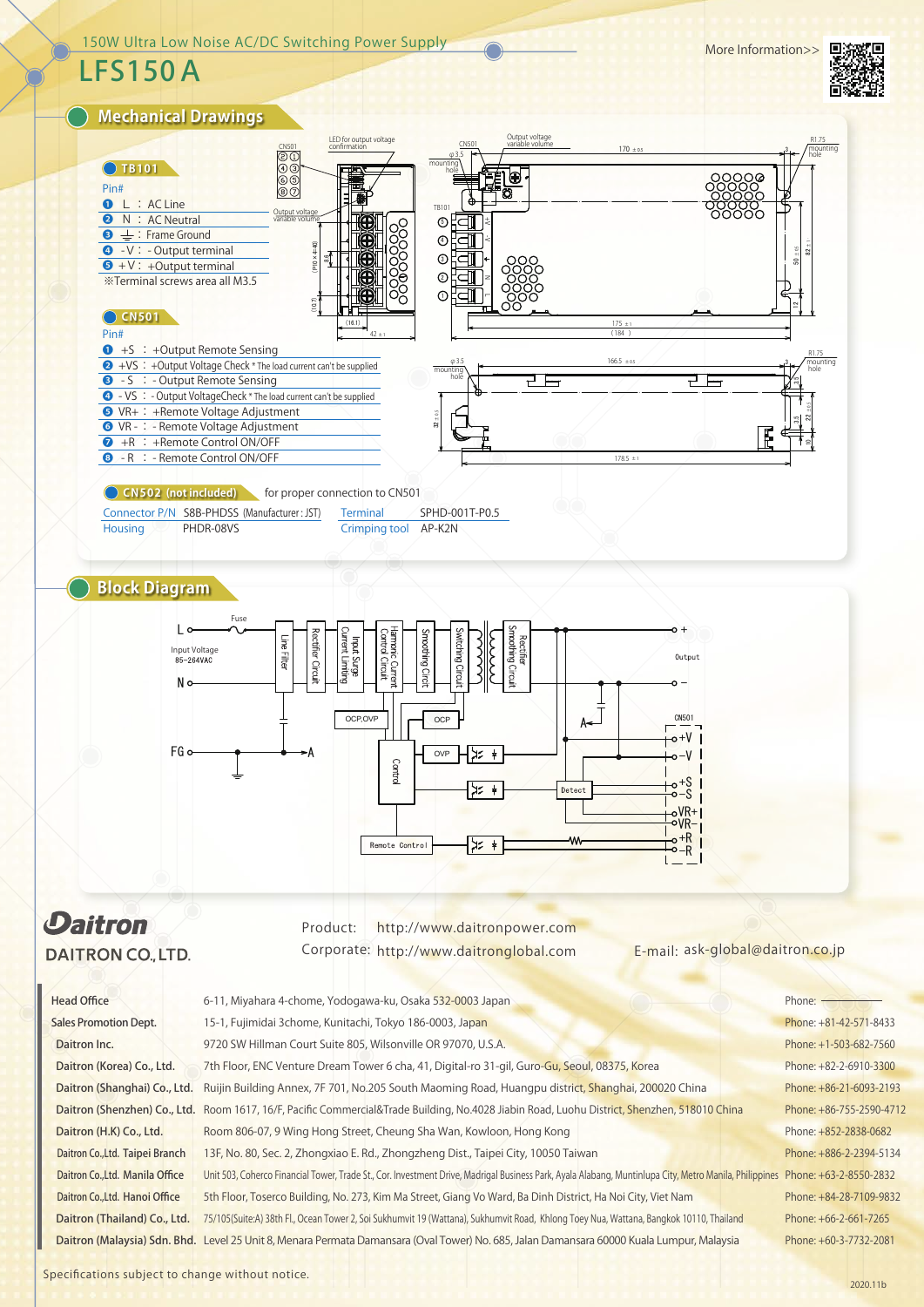150W Ultra Low Noise AC/DC Switching Power Supply

# LFS150 A

More Information>>

## Mechanical Drawings

### TB101

Pin#

1. L : AC Line
2. N : AC Neutral
3. ⏚ : Frame Ground
4. -V : - Output terminal
5. +V : +Output terminal

※Terminal screws area all M3.5

### CN501

Pin#

1. +S : +Output Remote Sensing
2. +VS : +Output Voltage Check * The load current can't be supplied
3. -S : - Output Remote Sensing
4. -VS : - Output VoltageCheck * The load current can't be supplied
5. VR+ : +Remote Voltage Adjustment
6. VR- : - Remote Voltage Adjustment
7. +R : +Remote Control ON/OFF
8. -R : - Remote Control ON/OFF

### CN502 (not included) for proper connection to CN501

| | | | |
|---|---|---|---|
| Connector P/N | S8B-PHDSS (Manufacturer : JST) | Terminal | SPHD-001T-P0.5 |
| Housing | PHDR-08VS | Crimping tool | AP-K2N |

LED for output voltage confirmation
CN501
Output voltage variable volume
φ3.5 mounting hole
170 ±0.5
R1.75 mounting hole
TB101
(P7.6 × 4=30)
8.6
(10.7)
(16.1)
42 ±1
175 ±1
(184)
50 ±0.5
82 ±1
12
φ3.5 mounting hole
166.5 ±0.5
R1.75 mounting hole
32 ±0.5
3.5
22 ±0.5
3.5
10
178.5 ±1

## Block Diagram

L
N
FG
Fuse
Input Voltage 85~264VAC
Line Filter
Rectifier Circuit
Input Surge Current Limiting
Harmonic Current Control Circuit
Smoothing Circuit
Switching Circuit
Rectifier Smoothing Circuit
Output
+
−
OCP,OVP
OCP
OVP
Control
Detect
Remote Control
CN501
+V
-V
+S
-S
VR+
VR-
+R
-R

**Daitron**
DAITRON CO., LTD.

Product: http://www.daitronpower.com
Corporate: http://www.daitronglobal.com
E-mail: ask-global@daitron.co.jp

| | | |
|---|---|---|
| Head Office | 6-11, Miyahara 4-chome, Yodogawa-ku, Osaka 532-0003 Japan | Phone: |
| Sales Promotion Dept. | 15-1, Fujimidai 3chome, Kunitachi, Tokyo 186-0003, Japan | Phone: +81-42-571-8433 |
| Daitron Inc. | 9720 SW Hillman Court Suite 805, Wilsonville OR 97070, U.S.A. | Phone: +1-503-682-7560 |
| Daitron (Korea) Co., Ltd. | 7th Floor, ENC Venture Dream Tower 6 cha, 41, Digital-ro 31-gil, Guro-Gu, Seoul, 08375, Korea | Phone: +82-2-6910-3300 |
| Daitron (Shanghai) Co., Ltd. | Ruijin Building Annex, 7F 701, No.205 South Maoming Road, Huangpu district, Shanghai, 200020 China | Phone: +86-21-6093-2193 |
| Daitron (Shenzhen) Co., Ltd. | Room 1617, 16/F, Pacific Commercial&Trade Building, No.4028 Jiabin Road, Luohu District, Shenzhen, 518010 China | Phone: +86-755-2590-4712 |
| Daitron (H.K) Co., Ltd. | Room 806-07, 9 Wing Hong Street, Cheung Sha Wan, Kowloon, Hong Kong | Phone: +852-2838-0682 |
| Daitron Co.,Ltd. Taipei Branch | 13F, No. 80, Sec. 2, Zhongxiao E. Rd., Zhongzheng Dist., Taipei City, 10050 Taiwan | Phone: +886-2-2394-5134 |
| Daitron Co.,Ltd. Manila Office | Unit 503, Coherco Financial Tower, Trade St., Cor. Investment Drive, Madrigal Business Park, Ayala Alabang, Muntinlupa City, Metro Manila, Philippines | Phone: +63-2-8550-2832 |
| Daitron Co.,Ltd. Hanoi Office | 5th Floor, Toserco Building, No. 273, Kim Ma Street, Giang Vo Ward, Ba Dinh District, Ha Noi City, Viet Nam | Phone: +84-28-7109-9832 |
| Daitron (Thailand) Co., Ltd. | 75/105(Suite:A) 38th Fl., Ocean Tower 2, Soi Sukhumvit 19 (Wattana), Sukhumvit Road, Khlong Toey Nua, Wattana, Bangkok 10110, Thailand | Phone: +66-2-661-7265 |
| Daitron (Malaysia) Sdn. Bhd. | Level 25 Unit 8, Menara Permata Damansara (Oval Tower) No. 685, Jalan Damansara 60000 Kuala Lumpur, Malaysia | Phone: +60-3-7732-2081 |

Specifications subject to change without notice.

2020.11b